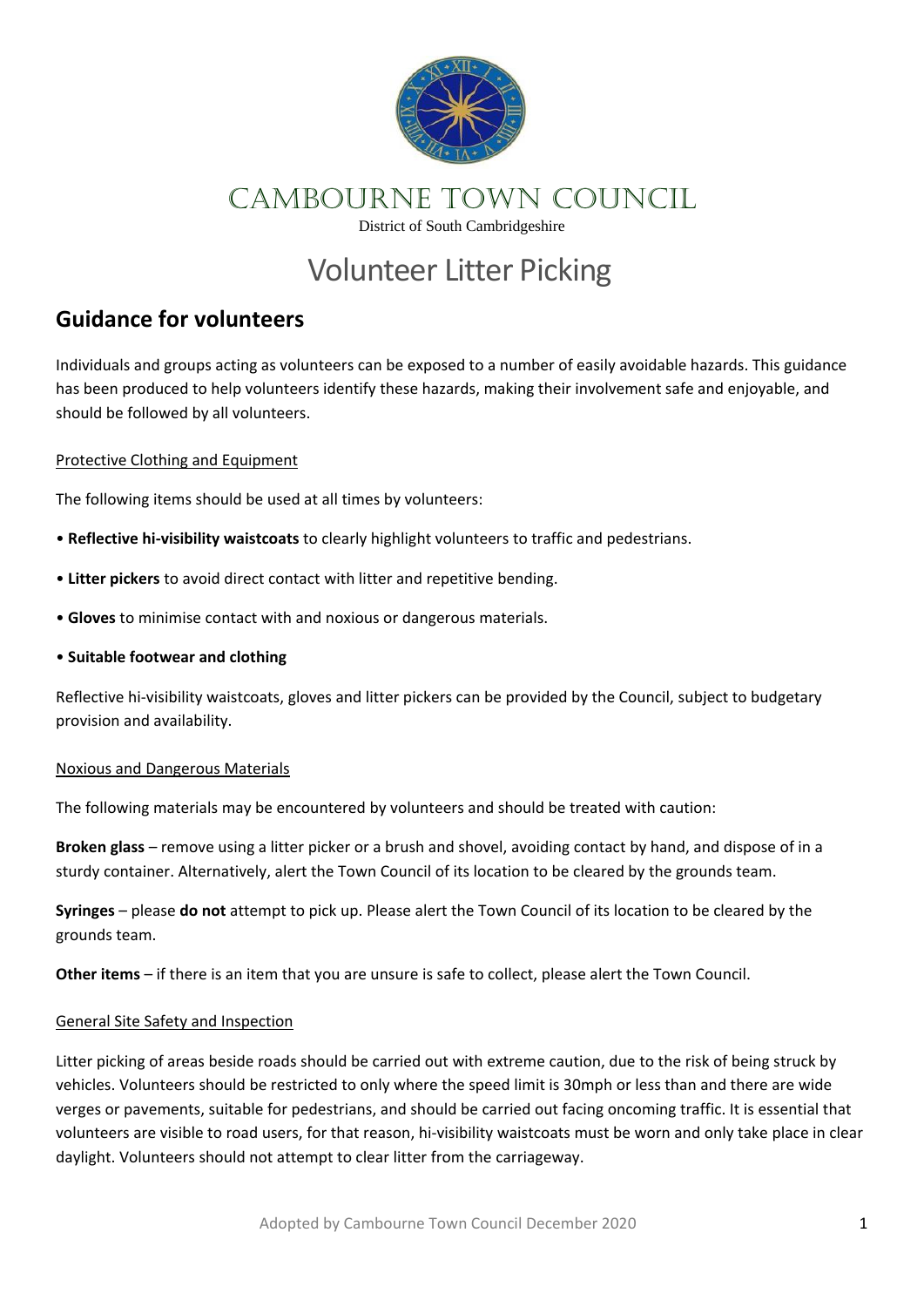# CAMBOURNE TOWN COUNCIL

District of South Cambridgeshire

# Volunteer Litter Picking

## Guidance for volunteers

Individuals and groups acting as volunteers can be exposed to a number of easily avoidable hazards. This guidance has been produced to help volunteers identify these hazards, making their involvement safe and enjoyable, and should be followed by all volunteers.

### Protective Clothing and Equipment

The following items should be used at all times by volunteers:

- **Reflective hi-visibility waistcoats** to clearly highlight volunteers to traffic and pedestrians.
- **Litter pickers** to avoid direct contact with litter and repetitive bending.
- **Gloves** to minimise contact with and noxious or dangerous materials.
- **Suitable footwear and clothing**

Reflective hi-visibility waistcoats, gloves and litter pickers can be provided by the Council, subject to budgetary provision and availability.

### Noxious and Dangerous Materials

The following materials may be encountered by volunteers and should be treated with caution:

**Broken glass** – remove using a litter picker or a brush and shovel, avoiding contact by hand, and dispose of in a sturdy container. Alternatively, alert the Town Council of its location to be cleared by the grounds team.

**Syringes** – please **do not** attempt to pick up. Please alert the Town Council of its location to be cleared by the grounds team.

**Other items** – if there is an item that you are unsure is safe to collect, please alert the Town Council.

### General Site Safety and Inspection

Litter picking of areas beside roads should be carried out with extreme caution, due to the risk of being struck by vehicles. Volunteers should be restricted to only where the speed limit is 30mph or less than and there are wide verges or pavements, suitable for pedestrians, and should be carried out facing oncoming traffic. It is essential that volunteers are visible to road users, for that reason, hi-visibility waistcoats must be worn and only take place in clear daylight. Volunteers should not attempt to clear litter from the carriageway.

Adopted by Cambourne Town Council December 2020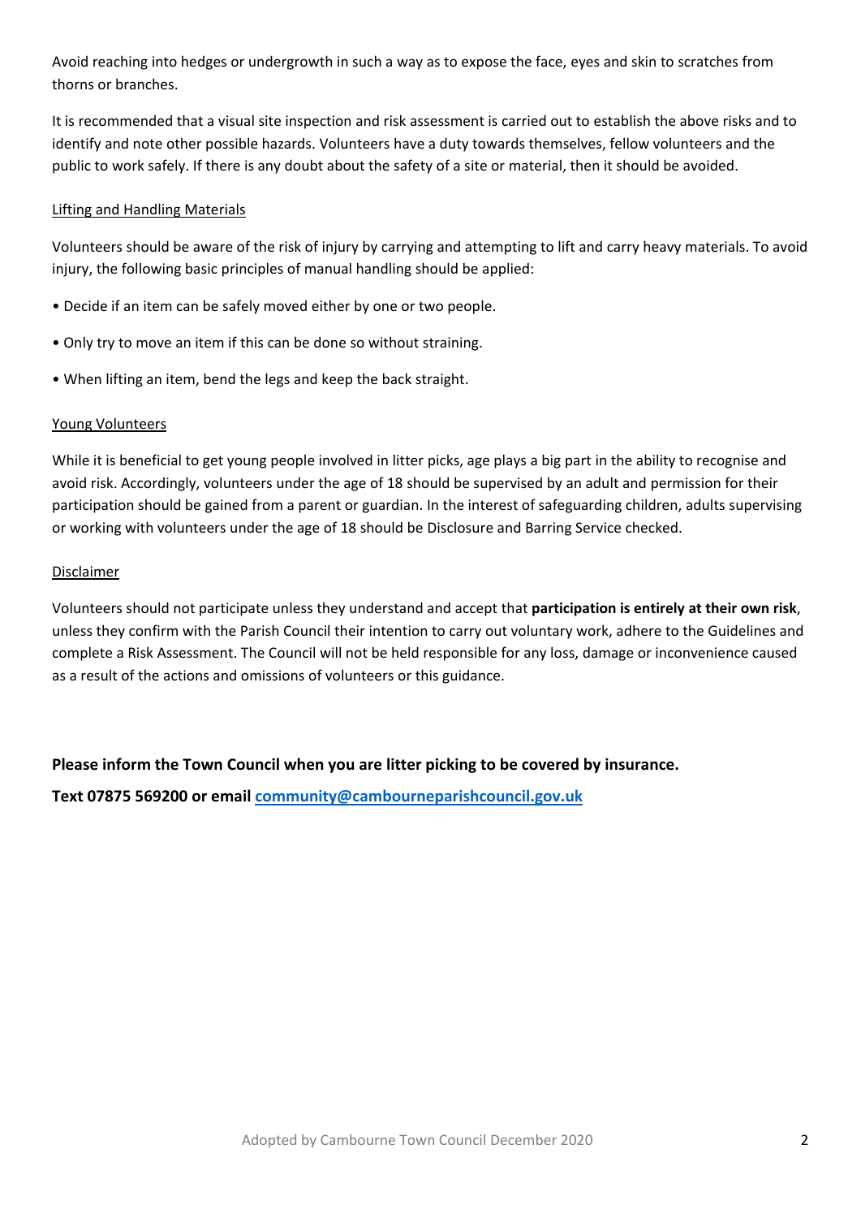Avoid reaching into hedges or undergrowth in such a way as to expose the face, eyes and skin to scratches from thorns or branches.

It is recommended that a visual site inspection and risk assessment is carried out to establish the above risks and to identify and note other possible hazards. Volunteers have a duty towards themselves, fellow volunteers and the public to work safely. If there is any doubt about the safety of a site or material, then it should be avoided.

<u>Lifting and Handling Materials</u>

Volunteers should be aware of the risk of injury by carrying and attempting to lift and carry heavy materials. To avoid injury, the following basic principles of manual handling should be applied:

- Decide if an item can be safely moved either by one or two people.
- Only try to move an item if this can be done so without straining.
- When lifting an item, bend the legs and keep the back straight.

<u>Young Volunteers</u>

While it is beneficial to get young people involved in litter picks, age plays a big part in the ability to recognise and avoid risk. Accordingly, volunteers under the age of 18 should be supervised by an adult and permission for their participation should be gained from a parent or guardian. In the interest of safeguarding children, adults supervising or working with volunteers under the age of 18 should be Disclosure and Barring Service checked.

<u>Disclaimer</u>

Volunteers should not participate unless they understand and accept that **participation is entirely at their own risk**, unless they confirm with the Parish Council their intention to carry out voluntary work, adhere to the Guidelines and complete a Risk Assessment. The Council will not be held responsible for any loss, damage or inconvenience caused as a result of the actions and omissions of volunteers or this guidance.

**Please inform the Town Council when you are litter picking to be covered by insurance.**

**Text 07875 569200 or email [community@cambourneparishcouncil.gov.uk](mailto:community@cambourneparishcouncil.gov.uk)**

Adopted by Cambourne Town Council December 2020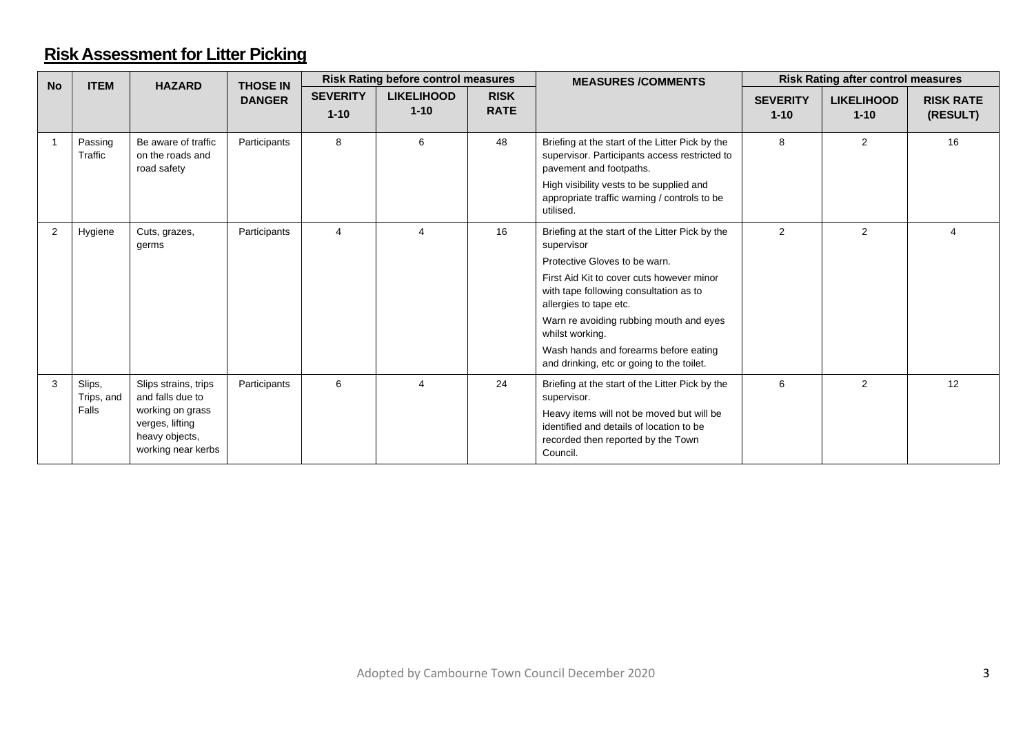## Risk Assessment for Litter Picking

| No | ITEM | HAZARD | THOSE IN DANGER | Risk Rating before control measures | | | MEASURES /COMMENTS | Risk Rating after control measures | | |
|---|---|---|---|---|---|---|---|---|---|---|
| | | | | SEVERITY 1-10 | LIKELIHOOD 1-10 | RISK RATE | | SEVERITY 1-10 | LIKELIHOOD 1-10 | RISK RATE (RESULT) |
| 1 | Passing Traffic | Be aware of traffic on the roads and road safety | Participants | 8 | 6 | 48 | Briefing at the start of the Litter Pick by the supervisor. Participants access restricted to pavement and footpaths. High visibility vests to be supplied and appropriate traffic warning / controls to be utilised. | 8 | 2 | 16 |
| 2 | Hygiene | Cuts, grazes, germs | Participants | 4 | 4 | 16 | Briefing at the start of the Litter Pick by the supervisor. Protective Gloves to be warn. First Aid Kit to cover cuts however minor with tape following consultation as to allergies to tape etc. Warn re avoiding rubbing mouth and eyes whilst working. Wash hands and forearms before eating and drinking, etc or going to the toilet. | 2 | 2 | 4 |
| 3 | Slips, Trips, and Falls | Slips strains, trips and falls due to working on grass verges, lifting heavy objects, working near kerbs | Participants | 6 | 4 | 24 | Briefing at the start of the Litter Pick by the supervisor. Heavy items will not be moved but will be identified and details of location to be recorded then reported by the Town Council. | 6 | 2 | 12 |

Adopted by Cambourne Town Council December 2020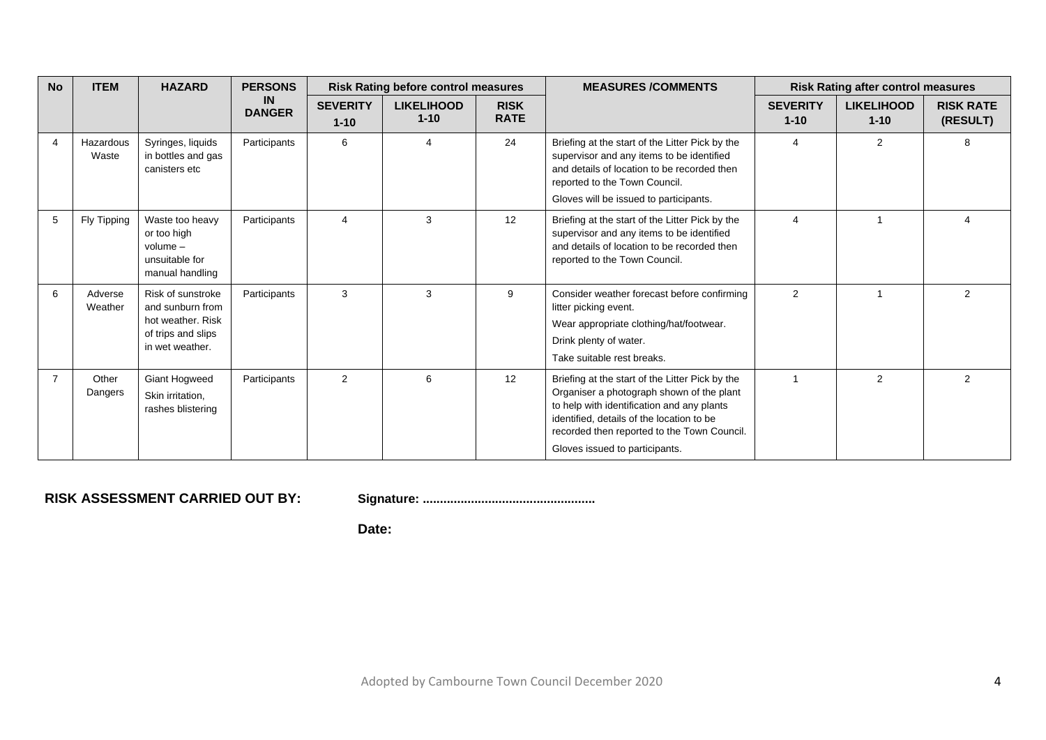| No | ITEM | HAZARD | PERSONS IN DANGER | Risk Rating before control measures | | | MEASURES /COMMENTS | Risk Rating after control measures | | |
|---|---|---|---|---|---|---|---|---|---|---|
| | | | | SEVERITY 1-10 | LIKELIHOOD 1-10 | RISK RATE | | SEVERITY 1-10 | LIKELIHOOD 1-10 | RISK RATE (RESULT) |
| 4 | Hazardous Waste | Syringes, liquids in bottles and gas canisters etc | Participants | 6 | 4 | 24 | Briefing at the start of the Litter Pick by the supervisor and any items to be identified and details of location to be recorded then reported to the Town Council.<br>Gloves will be issued to participants. | 4 | 2 | 8 |
| 5 | Fly Tipping | Waste too heavy or too high volume – unsuitable for manual handling | Participants | 4 | 3 | 12 | Briefing at the start of the Litter Pick by the supervisor and any items to be identified and details of location to be recorded then reported to the Town Council. | 4 | 1 | 4 |
| 6 | Adverse Weather | Risk of sunstroke and sunburn from hot weather. Risk of trips and slips in wet weather. | Participants | 3 | 3 | 9 | Consider weather forecast before confirming litter picking event.<br>Wear appropriate clothing/hat/footwear.<br>Drink plenty of water.<br>Take suitable rest breaks. | 2 | 1 | 2 |
| 7 | Other Dangers | Giant Hogweed<br>Skin irritation, rashes blistering | Participants | 2 | 6 | 12 | Briefing at the start of the Litter Pick by the Organiser a photograph shown of the plant to help with identification and any plants identified, details of the location to be recorded then reported to the Town Council.<br>Gloves issued to participants. | 1 | 2 | 2 |

**RISK ASSESSMENT CARRIED OUT BY:** **Signature: ..................................................**

**Date:**

Adopted by Cambourne Town Council December 2020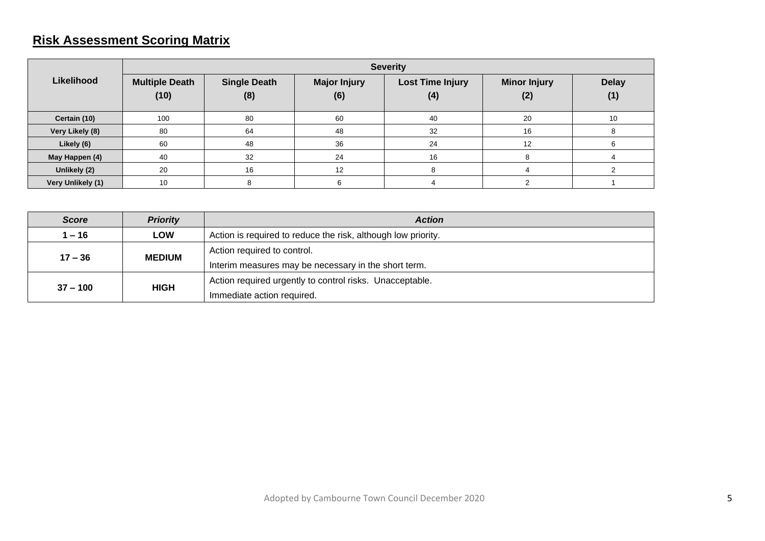## Risk Assessment Scoring Matrix

| Likelihood | Severity | | | | | |
|---|---|---|---|---|---|---|
| | **Multiple Death (10)** | **Single Death (8)** | **Major Injury (6)** | **Lost Time Injury (4)** | **Minor Injury (2)** | **Delay (1)** |
| **Certain (10)** | 100 | 80 | 60 | 40 | 20 | 10 |
| **Very Likely (8)** | 80 | 64 | 48 | 32 | 16 | 8 |
| **Likely (6)** | 60 | 48 | 36 | 24 | 12 | 6 |
| **May Happen (4)** | 40 | 32 | 24 | 16 | 8 | 4 |
| **Unlikely (2)** | 20 | 16 | 12 | 8 | 4 | 2 |
| **Very Unlikely (1)** | 10 | 8 | 6 | 4 | 2 | 1 |

| ***Score*** | ***Priority*** | ***Action*** |
|---|---|---|
| **1 – 16** | **LOW** | Action is required to reduce the risk, although low priority. |
| **17 – 36** | **MEDIUM** | Action required to control.<br>Interim measures may be necessary in the short term. |
| **37 – 100** | **HIGH** | Action required urgently to control risks. Unacceptable.<br>Immediate action required. |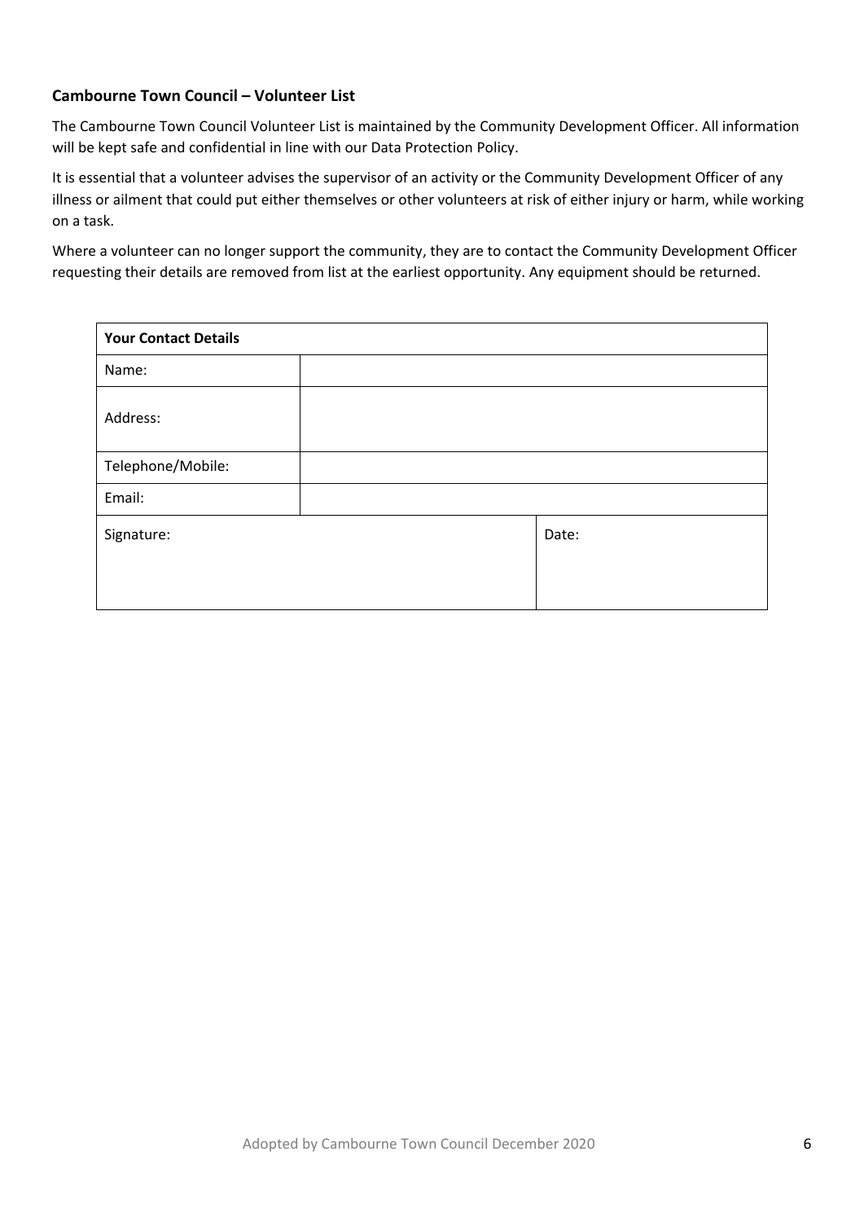**Cambourne Town Council – Volunteer List**

The Cambourne Town Council Volunteer List is maintained by the Community Development Officer. All information will be kept safe and confidential in line with our Data Protection Policy.

It is essential that a volunteer advises the supervisor of an activity or the Community Development Officer of any illness or ailment that could put either themselves or other volunteers at risk of either injury or harm, while working on a task.

Where a volunteer can no longer support the community, they are to contact the Community Development Officer requesting their details are removed from list at the earliest opportunity. Any equipment should be returned.

| **Your Contact Details** | | |
|---|---|---|
| Name: | | |
| Address: | | |
| Telephone/Mobile: | | |
| Email: | | |
| Signature: | | Date: |

Adopted by Cambourne Town Council December 2020